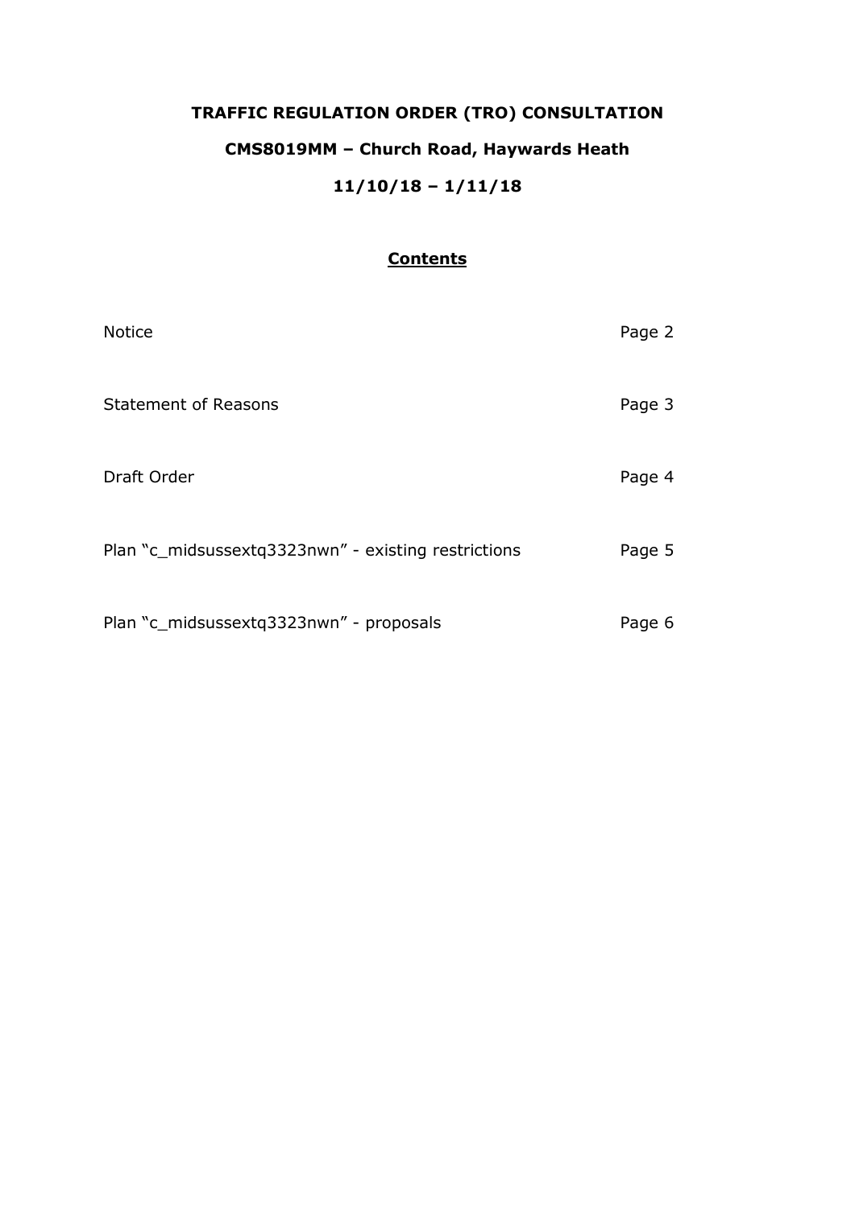# TRAFFIC REGULATION ORDER (TRO) CONSULTATION

## CMS8019MM – Church Road, Haywards Heath

## 11/10/18 – 1/11/18

**Contents**

| | |
|---|---|
| Notice | Page 2 |
| Statement of Reasons | Page 3 |
| Draft Order | Page 4 |
| Plan "c_midsussextq3323nwn" - existing restrictions | Page 5 |
| Plan "c_midsussextq3323nwn" - proposals | Page 6 |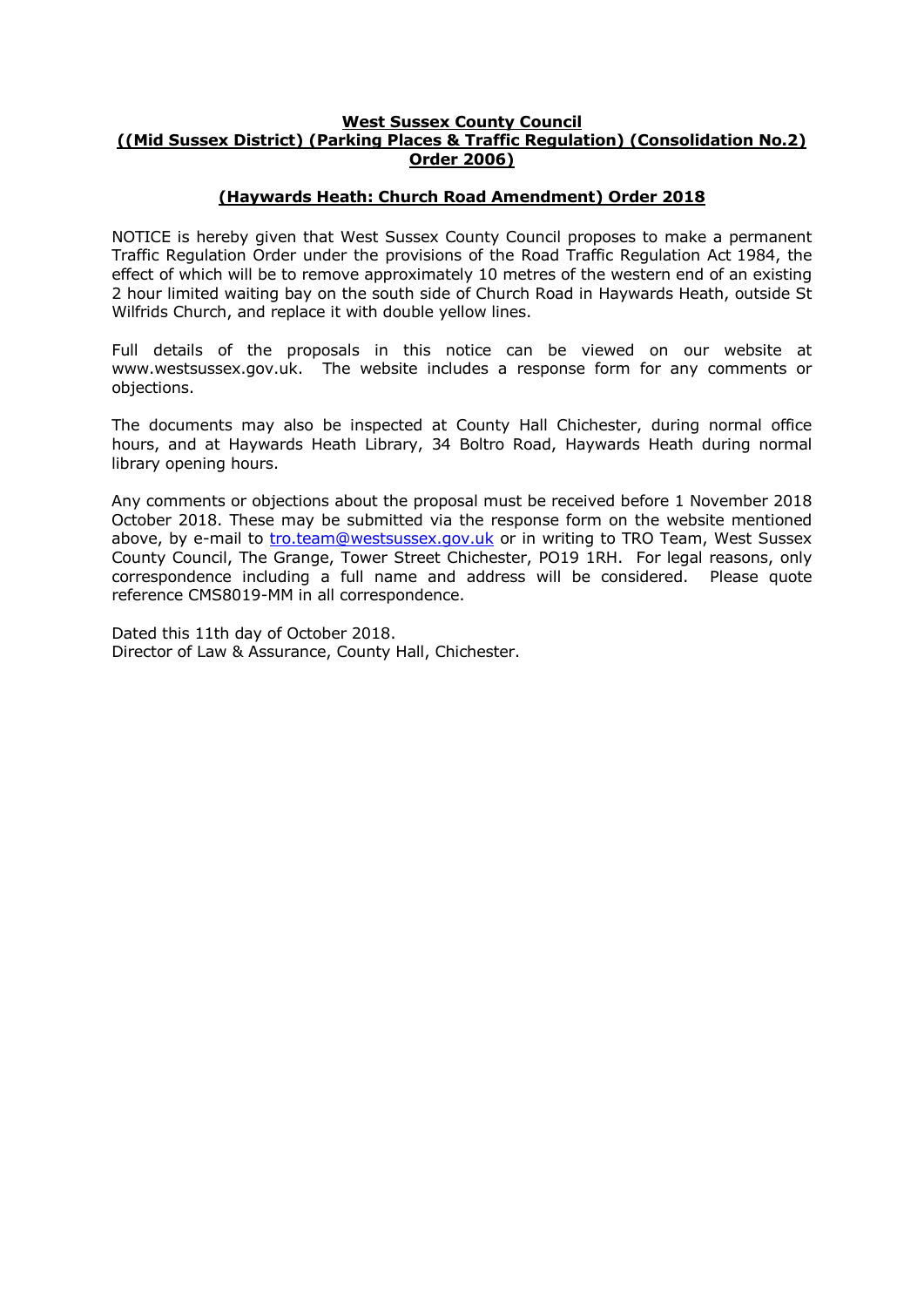**West Sussex County Council**
**((Mid Sussex District) (Parking Places & Traffic Regulation) (Consolidation No.2) Order 2006)**

**(Haywards Heath: Church Road Amendment) Order 2018**

NOTICE is hereby given that West Sussex County Council proposes to make a permanent Traffic Regulation Order under the provisions of the Road Traffic Regulation Act 1984, the effect of which will be to remove approximately 10 metres of the western end of an existing 2 hour limited waiting bay on the south side of Church Road in Haywards Heath, outside St Wilfrids Church, and replace it with double yellow lines.

Full details of the proposals in this notice can be viewed on our website at www.westsussex.gov.uk. The website includes a response form for any comments or objections.

The documents may also be inspected at County Hall Chichester, during normal office hours, and at Haywards Heath Library, 34 Boltro Road, Haywards Heath during normal library opening hours.

Any comments or objections about the proposal must be received before 1 November 2018 October 2018. These may be submitted via the response form on the website mentioned above, by e-mail to tro.team@westsussex.gov.uk or in writing to TRO Team, West Sussex County Council, The Grange, Tower Street Chichester, PO19 1RH. For legal reasons, only correspondence including a full name and address will be considered. Please quote reference CMS8019-MM in all correspondence.

Dated this 11th day of October 2018.
Director of Law & Assurance, County Hall, Chichester.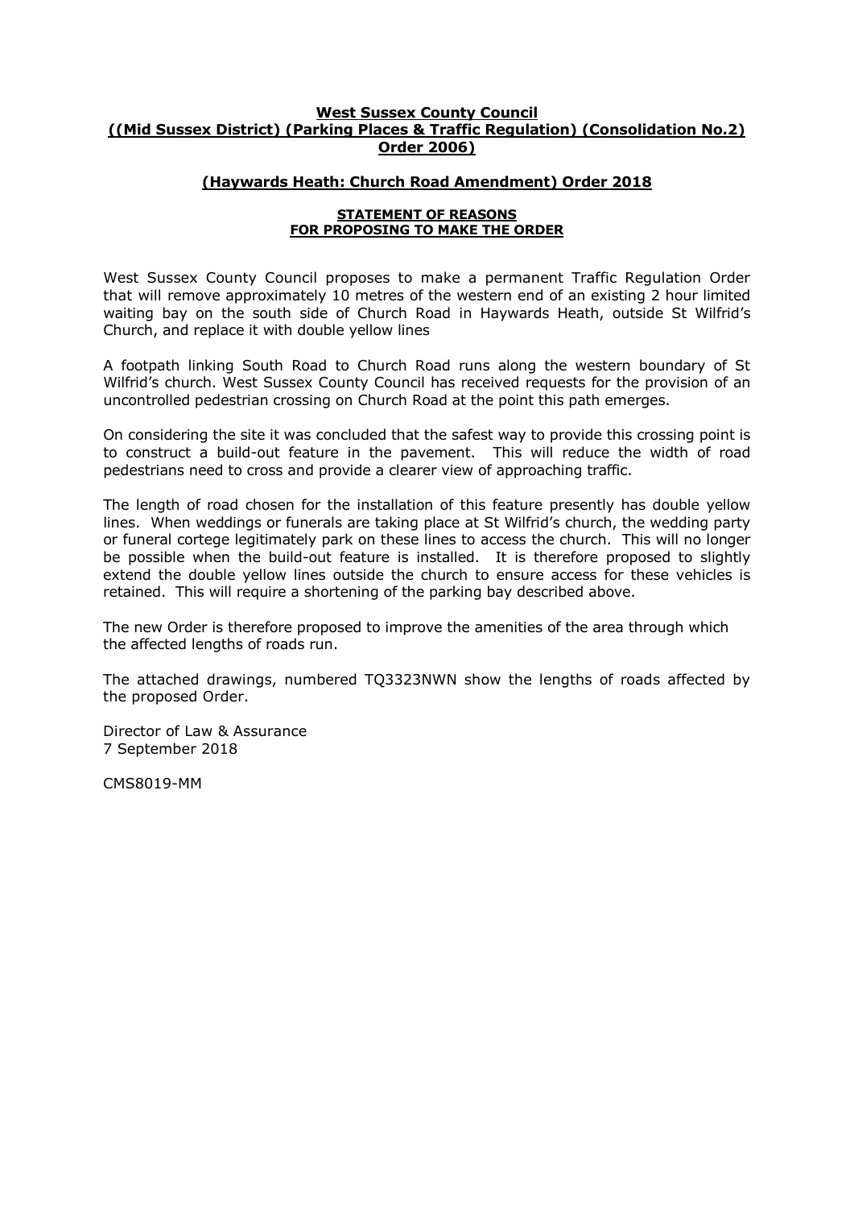**West Sussex County Council**
**((Mid Sussex District) (Parking Places & Traffic Regulation) (Consolidation No.2) Order 2006)**

**(Haywards Heath: Church Road Amendment) Order 2018**

**STATEMENT OF REASONS**
**FOR PROPOSING TO MAKE THE ORDER**

West Sussex County Council proposes to make a permanent Traffic Regulation Order that will remove approximately 10 metres of the western end of an existing 2 hour limited waiting bay on the south side of Church Road in Haywards Heath, outside St Wilfrid's Church, and replace it with double yellow lines

A footpath linking South Road to Church Road runs along the western boundary of St Wilfrid's church. West Sussex County Council has received requests for the provision of an uncontrolled pedestrian crossing on Church Road at the point this path emerges.

On considering the site it was concluded that the safest way to provide this crossing point is to construct a build-out feature in the pavement. This will reduce the width of road pedestrians need to cross and provide a clearer view of approaching traffic.

The length of road chosen for the installation of this feature presently has double yellow lines. When weddings or funerals are taking place at St Wilfrid's church, the wedding party or funeral cortege legitimately park on these lines to access the church. This will no longer be possible when the build-out feature is installed. It is therefore proposed to slightly extend the double yellow lines outside the church to ensure access for these vehicles is retained. This will require a shortening of the parking bay described above.

The new Order is therefore proposed to improve the amenities of the area through which the affected lengths of roads run.

The attached drawings, numbered TQ3323NWN show the lengths of roads affected by the proposed Order.

Director of Law & Assurance
7 September 2018

CMS8019-MM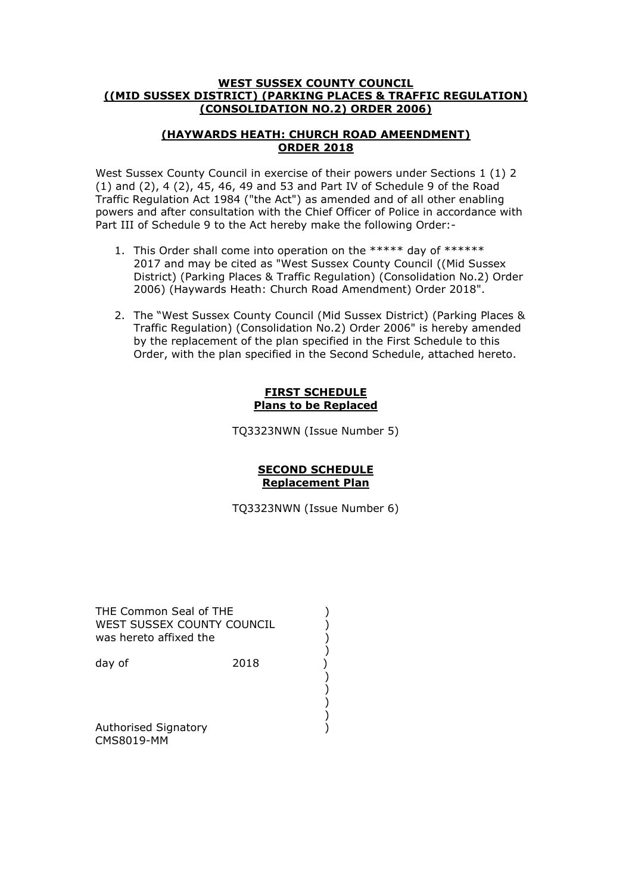**WEST SUSSEX COUNTY COUNCIL**
**((MID SUSSEX DISTRICT) (PARKING PLACES & TRAFFIC REGULATION) (CONSOLIDATION NO.2) ORDER 2006)**

**(HAYWARDS HEATH: CHURCH ROAD AMEENDMENT) ORDER 2018**

West Sussex County Council in exercise of their powers under Sections 1 (1) 2 (1) and (2), 4 (2), 45, 46, 49 and 53 and Part IV of Schedule 9 of the Road Traffic Regulation Act 1984 ("the Act") as amended and of all other enabling powers and after consultation with the Chief Officer of Police in accordance with Part III of Schedule 9 to the Act hereby make the following Order:-

1. This Order shall come into operation on the ***** day of ****** 2017 and may be cited as "West Sussex County Council ((Mid Sussex District) (Parking Places & Traffic Regulation) (Consolidation No.2) Order 2006) (Haywards Heath: Church Road Amendment) Order 2018".
2. The "West Sussex County Council (Mid Sussex District) (Parking Places & Traffic Regulation) (Consolidation No.2) Order 2006" is hereby amended by the replacement of the plan specified in the First Schedule to this Order, with the plan specified in the Second Schedule, attached hereto.

**FIRST SCHEDULE**
**Plans to be Replaced**

TQ3323NWN (Issue Number 5)

**SECOND SCHEDULE**
**Replacement Plan**

TQ3323NWN (Issue Number 6)

THE Common Seal of THE )
WEST SUSSEX COUNTY COUNCIL )
was hereto affixed the )
)
day of 2018 )
)
)
)
)
Authorised Signatory )
CMS8019-MM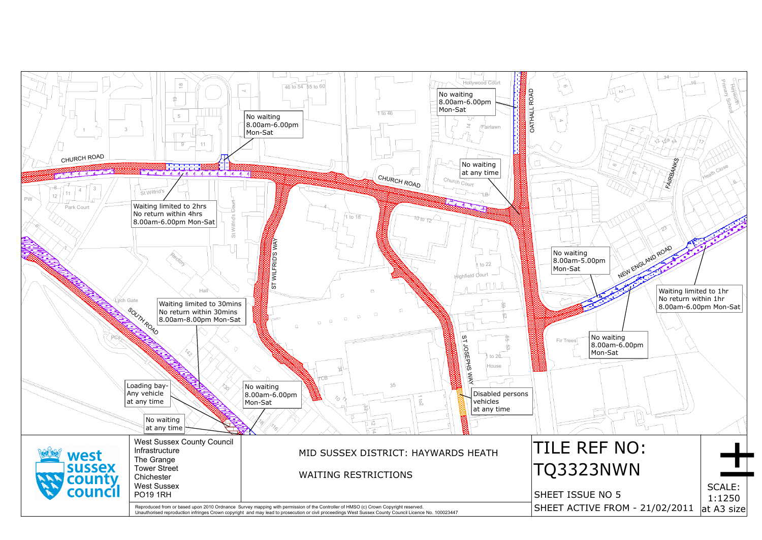No waiting
8.00am-6.00pm
Mon-Sat

No waiting
8.00am-6.00pm
Mon-Sat

No waiting
at any time

Waiting limited to 2hrs
No return within 4hrs
8.00am-6.00pm Mon-Sat

No waiting
8.00am-5.00pm
Mon-Sat

Waiting limited to 1hr
No return within 1hr
8.00am-6.00pm Mon-Sat

Waiting limited to 30mins
No return within 30mins
8.00am-8.00pm Mon-Sat

No waiting
8.00am-6.00pm
Mon-Sat

Loading bay-
Any vehicle
at any time

No waiting
8.00am-6.00pm
Mon-Sat

Disabled persons
vehicles
at any time

No waiting
at any time

West Sussex County Council
Infrastructure
The Grange
Tower Street
Chichester
West Sussex
PO19 1RH

MID SUSSEX DISTRICT: HAYWARDS HEATH

WAITING RESTRICTIONS

# TILE REF NO: TQ3323NWN

SHEET ISSUE NO 5

SHEET ACTIVE FROM - 21/02/2011

SCALE: 1:1250 at A3 size

Reproduced from or based upon 2010 Ordnance Survey mapping with permission of the Controller of HMSO (c) Crown Copyright reserved.
Unauthorised reproduction infringes Crown copyright and may lead to prosecution or civil proceedings West Sussex County Council Licence No. 100023447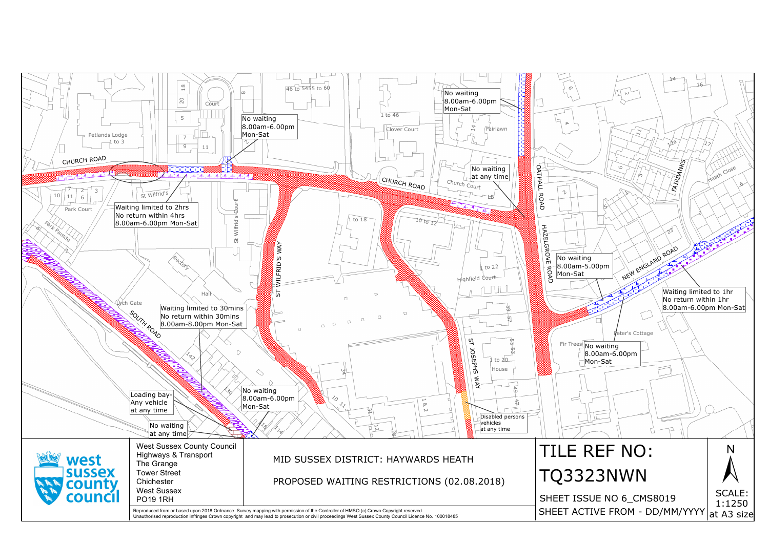West Sussex County Council
Highways & Transport
The Grange
Tower Street
Chichester
West Sussex
PO19 1RH

MID SUSSEX DISTRICT: HAYWARDS HEATH

PROPOSED WAITING RESTRICTIONS (02.08.2018)

TILE REF NO: TQ3323NWN

SHEET ISSUE NO 6_CMS8019

SHEET ACTIVE FROM - DD/MM/YYYY

N

SCALE: 1:1250 at A3 size

Reproduced from or based upon 2018 Ordnance Survey mapping with permission of the Controller of HMSO (c) Crown Copyright reserved.
Unauthorised reproduction infringes Crown copyright and may lead to prosecution or civil proceedings West Sussex County Council Licence No. 100018485

CHURCH ROAD
SOUTH ROAD
ST WILFRID'S WAY
ST JOSEPHS WAY
OATHALL ROAD
HAZELGROVE ROAD
NEW ENGLAND ROAD
FAIRBANKS

Waiting limited to 2hrs
No return within 4hrs
8.00am-6.00pm Mon-Sat

No waiting
8.00am-6.00pm
Mon-Sat

No waiting
at any time

No waiting
8.00am-5.00pm
Mon-Sat

Waiting limited to 1hr
No return within 1hr
8.00am-6.00pm Mon-Sat

Waiting limited to 30mins
No return within 30mins
8.00am-8.00pm Mon-Sat

Loading bay-
Any vehicle
at any time

Disabled persons
vehicles
at any time